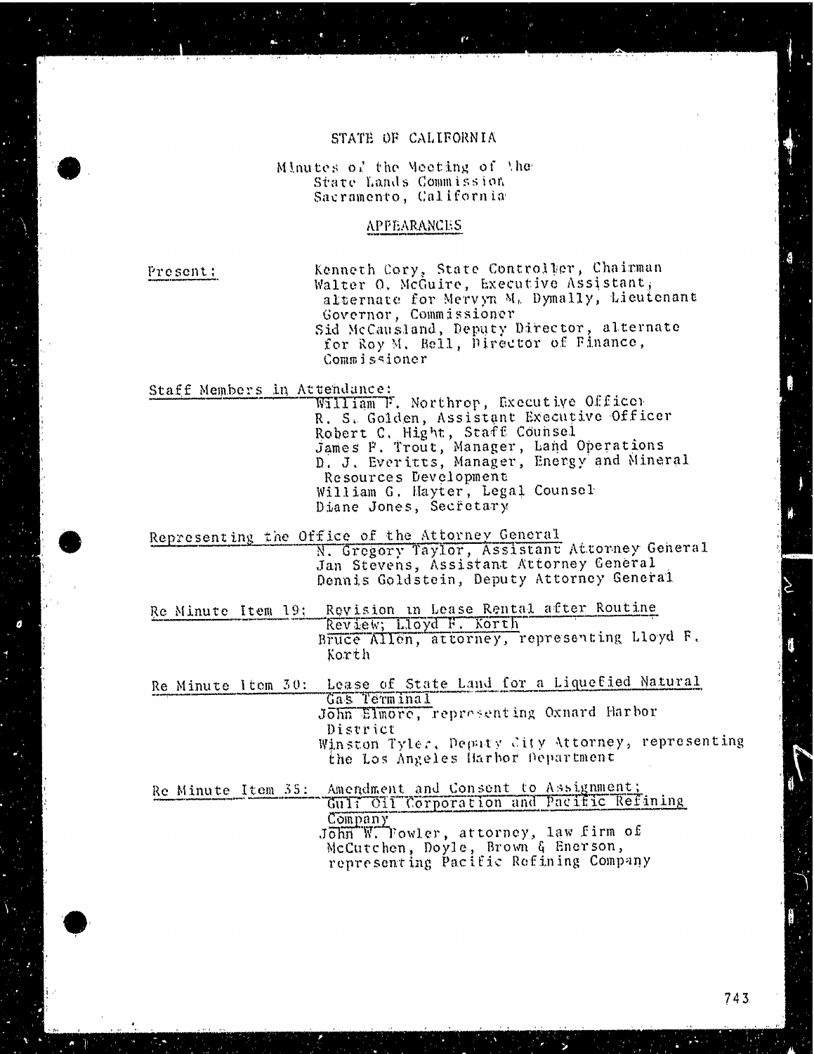# STATE OF CALIFORNIA

Minutes of the Meeting of the
State Lands Commission
Sacramento, California

## APPEARANCES

Present:

Kenneth Cory, State Controller, Chairman
Walter O. McGuire, Executive Assistant, alternate for Mervyn M. Dymally, Lieutenant Governor, Commissioner
Sid McCausland, Deputy Director, alternate for Roy M. Bell, Director of Finance, Commissioner

Staff Members in Attendance:

William F. Northrop, Executive Officer
R. S. Golden, Assistant Executive Officer
Robert C. Hight, Staff Counsel
James F. Trout, Manager, Land Operations
D. J. Everitts, Manager, Energy and Mineral Resources Development
William G. Hayter, Legal Counsel
Diane Jones, Secretary

Representing the Office of the Attorney General

N. Gregory Taylor, Assistant Attorney General
Jan Stevens, Assistant Attorney General
Dennis Goldstein, Deputy Attorney General

Re Minute Item 19: Revision in Lease Rental after Routine Review; Lloyd F. Korth

Bruce Allen, attorney, representing Lloyd F. Korth

Re Minute Item 30: Lease of State Land for a Liquefied Natural Gas Terminal

John Elmore, representing Oxnard Harbor District
Winston Tyler, Deputy City Attorney, representing the Los Angeles Harbor Department

Re Minute Item 35: Amendment and Consent to Assignment; Gulf Oil Corporation and Pacific Refining Company

John W. Fowler, attorney, law firm of McCutchen, Doyle, Brown & Enerson, representing Pacific Refining Company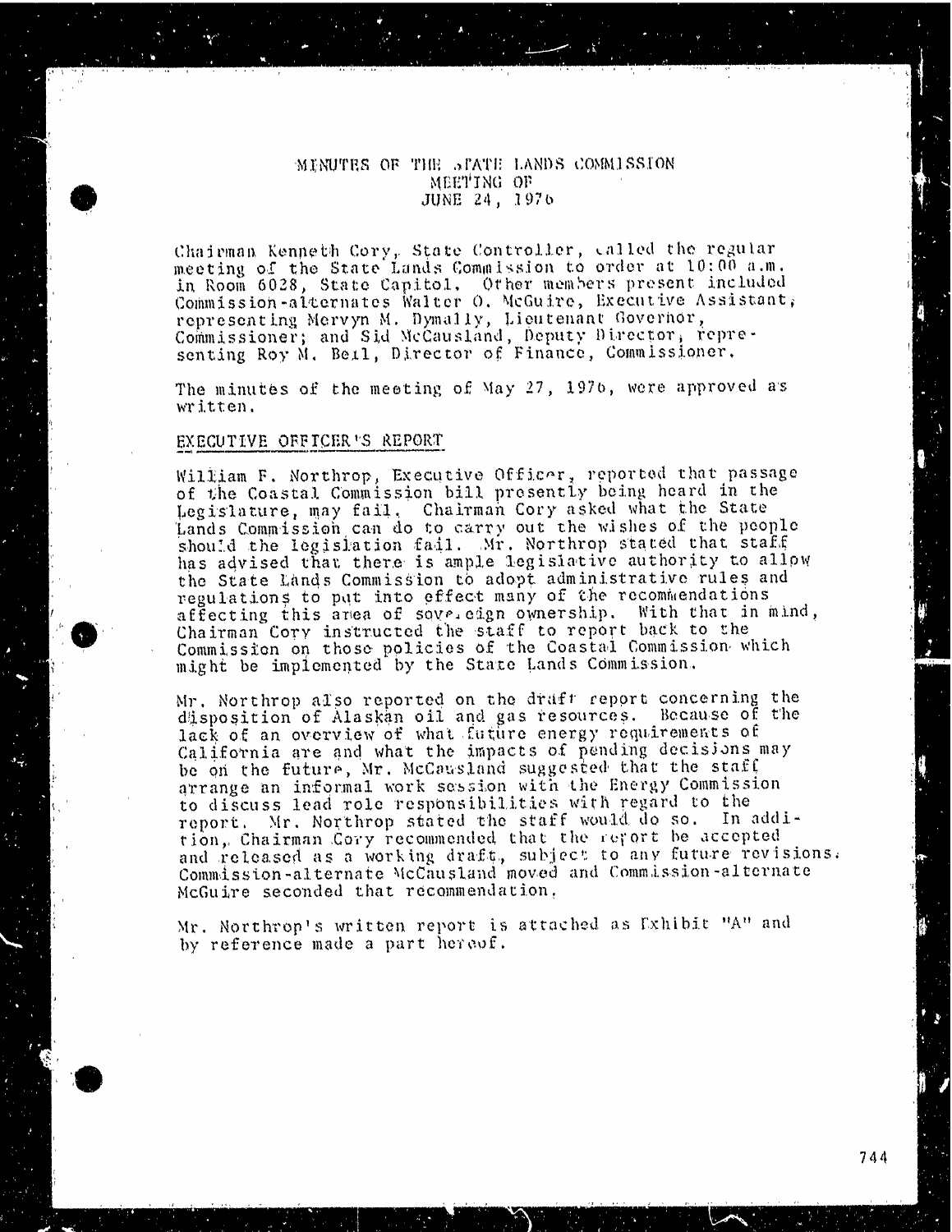# MINUTES OF THE STATE LANDS COMMISSION MEETING OF JUNE 24, 1976

Chairman Kenneth Cory, State Controller, called the regular meeting of the State Lands Commission to order at 10:00 a.m. in Room 6028, State Capitol. Other members present included Commission-alternates Walter O. McGuire, Executive Assistant, representing Mervyn M. Dymally, Lieutenant Governor, Commissioner; and Sid McCausland, Deputy Director, representing Roy M. Bell, Director of Finance, Commissioner.

The minutes of the meeting of May 27, 1976, were approved as written.

## EXECUTIVE OFFICER'S REPORT

William F. Northrop, Executive Officer, reported that passage of the Coastal Commission bill presently being heard in the Legislature, may fail. Chairman Cory asked what the State Lands Commission can do to carry out the wishes of the people should the legislation fail. Mr. Northrop stated that staff has advised that there is ample legislative authority to allow the State Lands Commission to adopt administrative rules and regulations to put into effect many of the recommendations affecting this area of sovereign ownership. With that in mind, Chairman Cory instructed the staff to report back to the Commission on those policies of the Coastal Commission which might be implemented by the State Lands Commission.

Mr. Northrop also reported on the draft report concerning the disposition of Alaskan oil and gas resources. Because of the lack of an overview of what future energy requirements of California are and what the impacts of pending decisions may be on the future, Mr. McCausland suggested that the staff arrange an informal work session with the Energy Commission to discuss lead role responsibilities with regard to the report. Mr. Northrop stated the staff would do so. In addition, Chairman Cory recommended that the report be accepted and released as a working draft, subject to any future revisions. Commission-alternate McCausland moved and Commission-alternate McGuire seconded that recommendation.

Mr. Northrop's written report is attached as Exhibit "A" and by reference made a part hereof.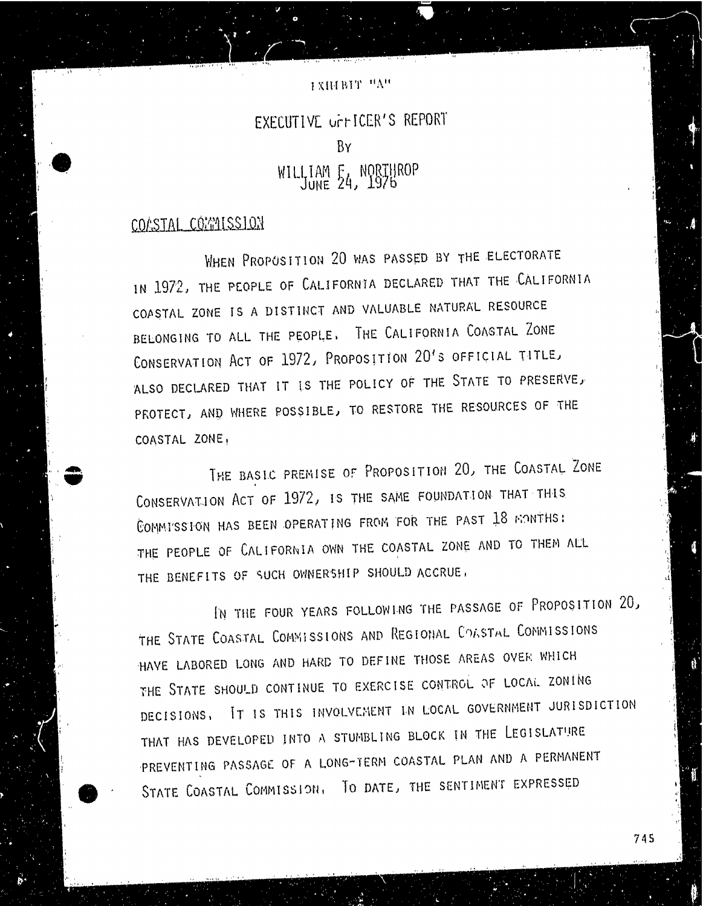EXHIBIT "A"

# EXECUTIVE OFFICER'S REPORT

By

WILLIAM F. NORTHROP
JUNE 24, 1976

## COASTAL COMMISSION

WHEN PROPOSITION 20 WAS PASSED BY THE ELECTORATE IN 1972, THE PEOPLE OF CALIFORNIA DECLARED THAT THE CALIFORNIA COASTAL ZONE IS A DISTINCT AND VALUABLE NATURAL RESOURCE BELONGING TO ALL THE PEOPLE. THE CALIFORNIA COASTAL ZONE CONSERVATION ACT OF 1972, PROPOSITION 20'S OFFICIAL TITLE, ALSO DECLARED THAT IT IS THE POLICY OF THE STATE TO PRESERVE, PROTECT, AND WHERE POSSIBLE, TO RESTORE THE RESOURCES OF THE COASTAL ZONE.

THE BASIC PREMISE OF PROPOSITION 20, THE COASTAL ZONE CONSERVATION ACT OF 1972, IS THE SAME FOUNDATION THAT THIS COMMISSION HAS BEEN OPERATING FROM FOR THE PAST 18 MONTHS: THE PEOPLE OF CALIFORNIA OWN THE COASTAL ZONE AND TO THEM ALL THE BENEFITS OF SUCH OWNERSHIP SHOULD ACCRUE.

IN THE FOUR YEARS FOLLOWING THE PASSAGE OF PROPOSITION 20, THE STATE COASTAL COMMISSIONS AND REGIONAL COASTAL COMMISSIONS HAVE LABORED LONG AND HARD TO DEFINE THOSE AREAS OVER WHICH THE STATE SHOULD CONTINUE TO EXERCISE CONTROL OF LOCAL ZONING DECISIONS. IT IS THIS INVOLVEMENT IN LOCAL GOVERNMENT JURISDICTION THAT HAS DEVELOPED INTO A STUMBLING BLOCK IN THE LEGISLATURE PREVENTING PASSAGE OF A LONG-TERM COASTAL PLAN AND A PERMANENT STATE COASTAL COMMISSION. TO DATE, THE SENTIMENT EXPRESSED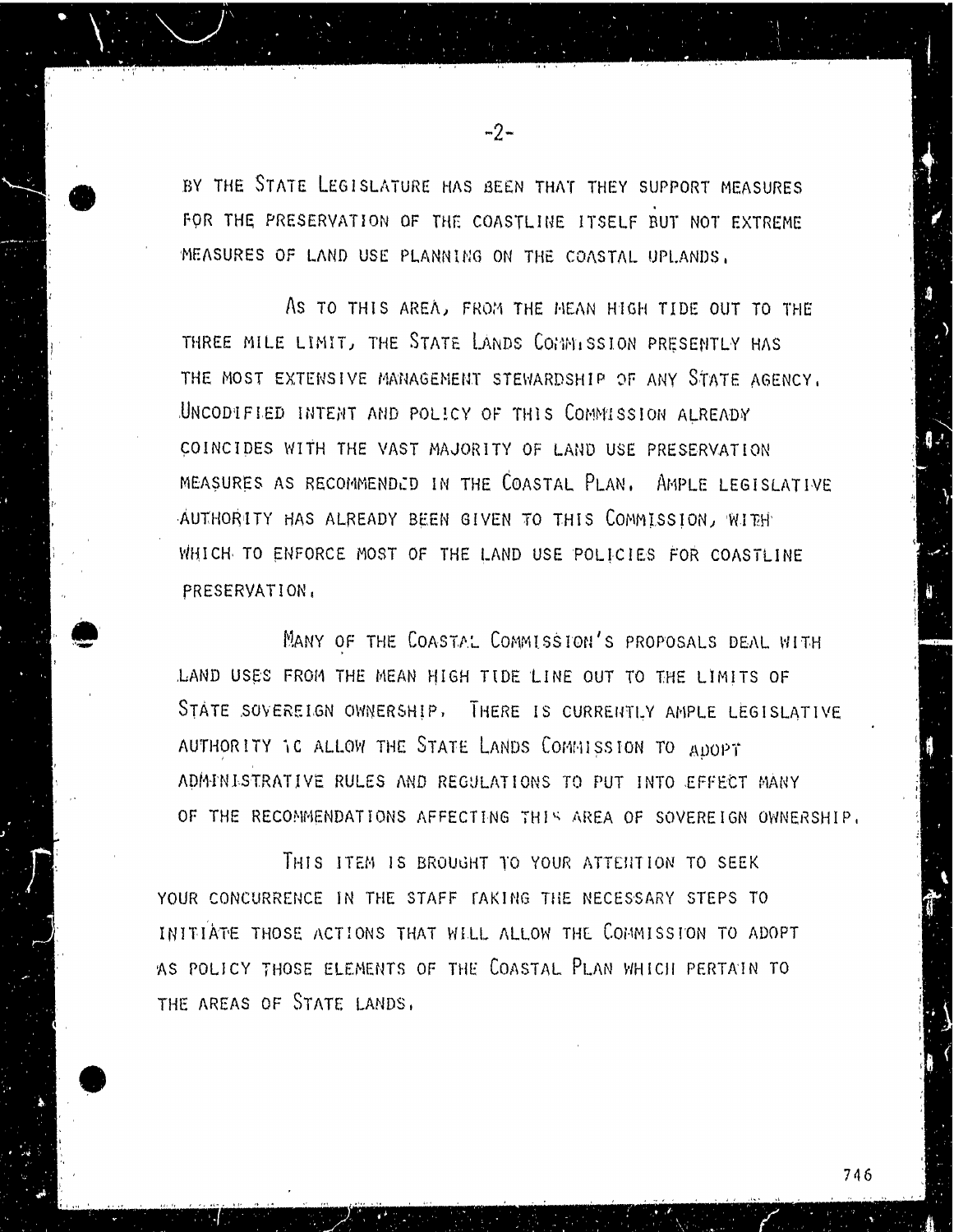BY THE STATE LEGISLATURE HAS BEEN THAT THEY SUPPORT MEASURES FOR THE PRESERVATION OF THE COASTLINE ITSELF BUT NOT EXTREME MEASURES OF LAND USE PLANNING ON THE COASTAL UPLANDS.

AS TO THIS AREA, FROM THE MEAN HIGH TIDE OUT TO THE THREE MILE LIMIT, THE STATE LANDS COMMISSION PRESENTLY HAS THE MOST EXTENSIVE MANAGEMENT STEWARDSHIP OF ANY STATE AGENCY. UNCODIFIED INTENT AND POLICY OF THIS COMMISSION ALREADY COINCIDES WITH THE VAST MAJORITY OF LAND USE PRESERVATION MEASURES AS RECOMMENDED IN THE COASTAL PLAN. AMPLE LEGISLATIVE AUTHORITY HAS ALREADY BEEN GIVEN TO THIS COMMISSION, WITH WHICH TO ENFORCE MOST OF THE LAND USE POLICIES FOR COASTLINE PRESERVATION.

MANY OF THE COASTAL COMMISSION'S PROPOSALS DEAL WITH LAND USES FROM THE MEAN HIGH TIDE LINE OUT TO THE LIMITS OF STATE SOVEREIGN OWNERSHIP. THERE IS CURRENTLY AMPLE LEGISLATIVE AUTHORITY TO ALLOW THE STATE LANDS COMMISSION TO ADOPT ADMINISTRATIVE RULES AND REGULATIONS TO PUT INTO EFFECT MANY OF THE RECOMMENDATIONS AFFECTING THIS AREA OF SOVEREIGN OWNERSHIP.

THIS ITEM IS BROUGHT TO YOUR ATTENTION TO SEEK YOUR CONCURRENCE IN THE STAFF TAKING THE NECESSARY STEPS TO INITIATE THOSE ACTIONS THAT WILL ALLOW THE COMMISSION TO ADOPT AS POLICY THOSE ELEMENTS OF THE COASTAL PLAN WHICH PERTAIN TO THE AREAS OF STATE LANDS.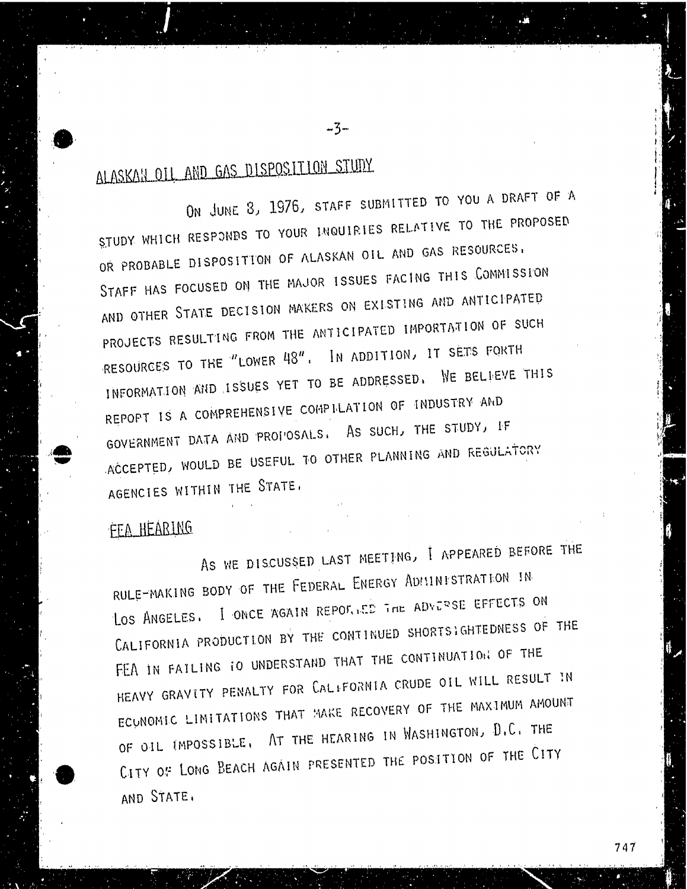## ALASKAN OIL AND GAS DISPOSITION STUDY

ON JUNE 8, 1976, STAFF SUBMITTED TO YOU A DRAFT OF A STUDY WHICH RESPONDS TO YOUR INQUIRIES RELATIVE TO THE PROPOSED OR PROBABLE DISPOSITION OF ALASKAN OIL AND GAS RESOURCES. STAFF HAS FOCUSED ON THE MAJOR ISSUES FACING THIS COMMISSION AND OTHER STATE DECISION MAKERS ON EXISTING AND ANTICIPATED PROJECTS RESULTING FROM THE ANTICIPATED IMPORTATION OF SUCH RESOURCES TO THE "LOWER 48". IN ADDITION, IT SETS FORTH INFORMATION AND ISSUES YET TO BE ADDRESSED. WE BELIEVE THIS REPORT IS A COMPREHENSIVE COMPILATION OF INDUSTRY AND GOVERNMENT DATA AND PROPOSALS. AS SUCH, THE STUDY, IF ACCEPTED, WOULD BE USEFUL TO OTHER PLANNING AND REGULATORY AGENCIES WITHIN THE STATE.

## FEA HEARING

AS WE DISCUSSED LAST MEETING, I APPEARED BEFORE THE RULE-MAKING BODY OF THE FEDERAL ENERGY ADMINISTRATION IN LOS ANGELES. I ONCE AGAIN REPORTED THE ADVERSE EFFECTS ON CALIFORNIA PRODUCTION BY THE CONTINUED SHORTSIGHTEDNESS OF THE FEA IN FAILING TO UNDERSTAND THAT THE CONTINUATION OF THE HEAVY GRAVITY PENALTY FOR CALIFORNIA CRUDE OIL WILL RESULT IN ECONOMIC LIMITATIONS THAT MAKE RECOVERY OF THE MAXIMUM AMOUNT OF OIL IMPOSSIBLE. AT THE HEARING IN WASHINGTON, D.C. THE CITY OF LONG BEACH AGAIN PRESENTED THE POSITION OF THE CITY AND STATE.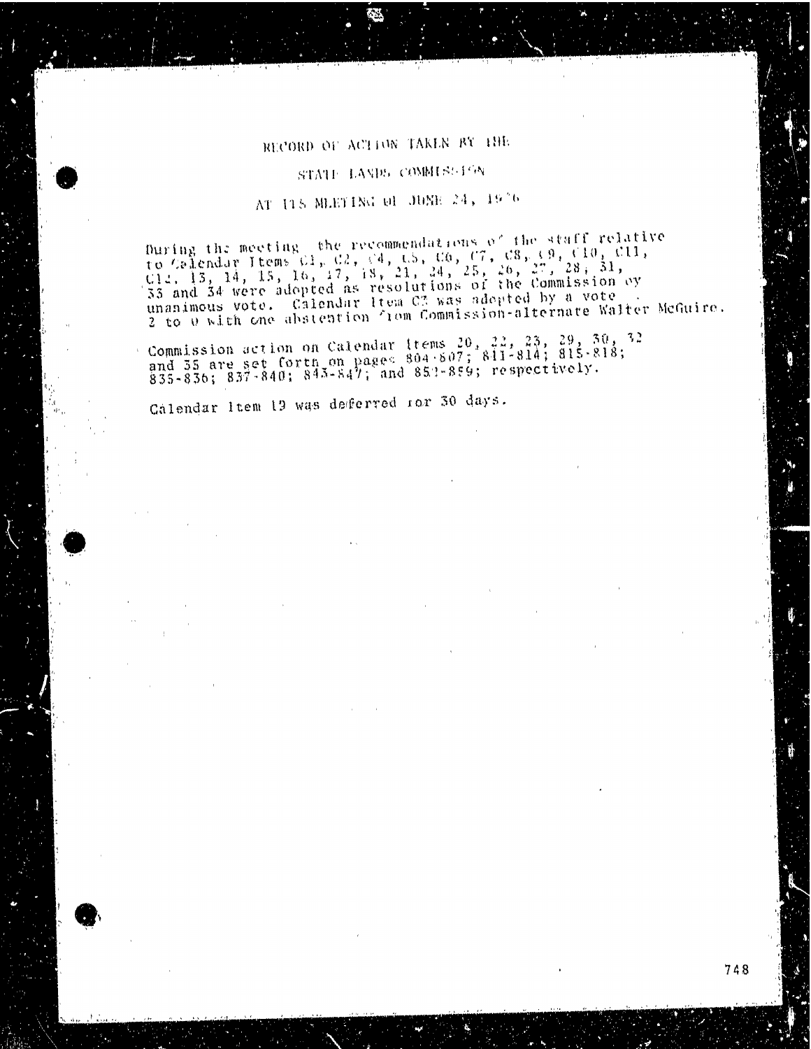RECORD OF ACTION TAKEN BY THE

STATE LANDS COMMISSION

AT ITS MEETING OF JUNE 24, 1976

During the meeting the recommendations of the staff relative to Calendar Items C1, C2, C4, C5, C6, C7, C8, C9, C10, C11, C12, 13, 14, 15, 16, 17, 18, 21, 24, 25, 26, 27, 28, 31, 33 and 34 were adopted as resolutions of the Commission by unanimous vote. Calendar Item C3 was adopted by a vote 2 to 0 with one abstention from Commission-alternate Walter McGuire.

Commission action on Calendar Items 20, 22, 23, 29, 30, 32 and 35 are set forth on pages 804-807; 811-814; 815-818; 835-836; 837-840; 843-847; and 852-859; respectively.

Calendar Item 19 was deferred for 30 days.